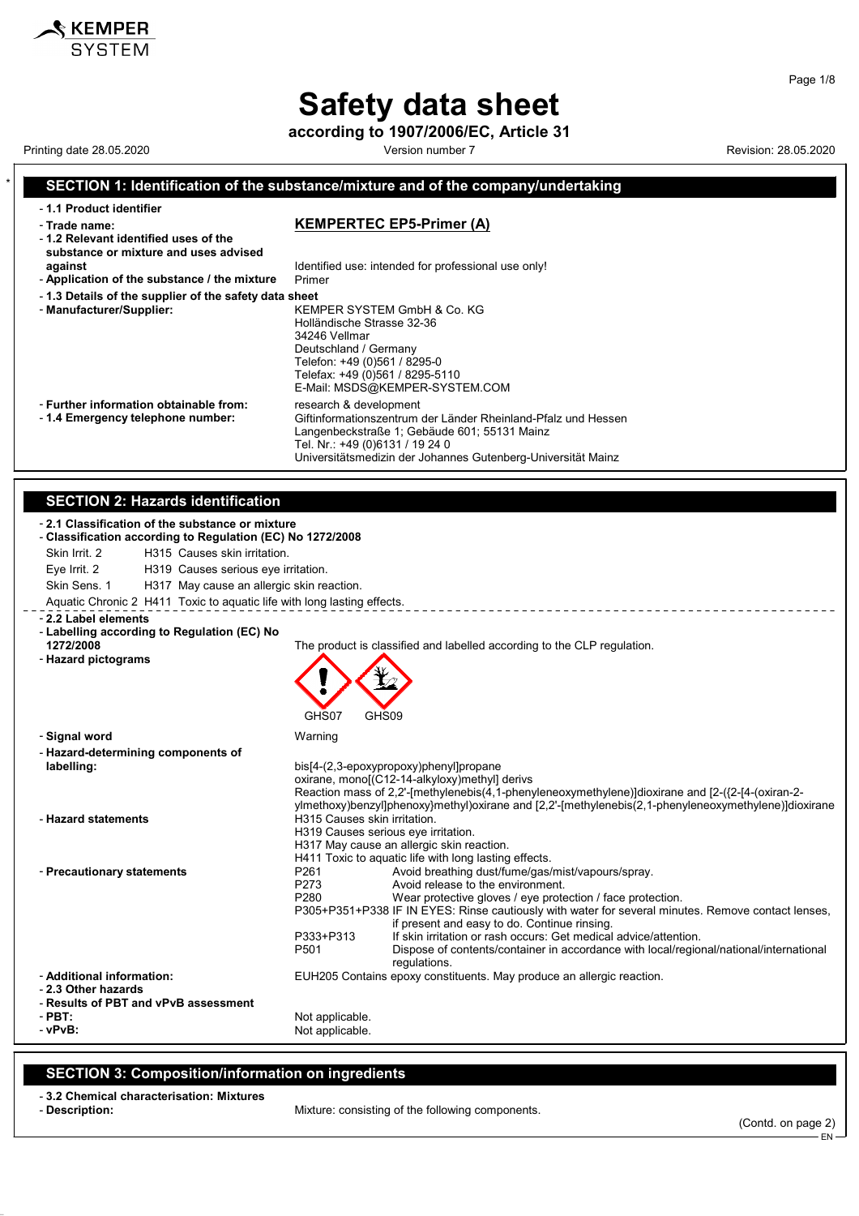# Safety data sheet

**according to 1907/2006/EC, Article 31**

Printing date 28.05.2020 | Version number 7 | Revision: 28.05.2020

## SECTION 1: Identification of the substance/mixture and of the company/undertaking

- **1.1 Product identifier**
- **Trade name:** **KEMPERTEC EP5-Primer (A)**
- **1.2 Relevant identified uses of the substance or mixture and uses advised against** Identified use: intended for professional use only!
- **Application of the substance / the mixture** Primer
- **1.3 Details of the supplier of the safety data sheet**
- **Manufacturer/Supplier:**
  KEMPER SYSTEM GmbH & Co. KG
  Holländische Strasse 32-36
  34246 Vellmar
  Deutschland / Germany
  Telefon: +49 (0)561 / 8295-0
  Telefax: +49 (0)561 / 8295-5110
  E-Mail: MSDS@KEMPER-SYSTEM.COM
- **Further information obtainable from:** research & development
- **1.4 Emergency telephone number:**
  Giftinformationszentrum der Länder Rheinland-Pfalz und Hessen
  Langenbeckstraße 1; Gebäude 601; 55131 Mainz
  Tel. Nr.: +49 (0)6131 / 19 24 0
  Universitätsmedizin der Johannes Gutenberg-Universität Mainz

## SECTION 2: Hazards identification

- **2.1 Classification of the substance or mixture**
- **Classification according to Regulation (EC) No 1272/2008**

Skin Irrit. 2 H315 Causes skin irritation.

Eye Irrit. 2 H319 Causes serious eye irritation.

Skin Sens. 1 H317 May cause an allergic skin reaction.

Aquatic Chronic 2 H411 Toxic to aquatic life with long lasting effects.

- **2.2 Label elements**
- **Labelling according to Regulation (EC) No 1272/2008** The product is classified and labelled according to the CLP regulation.
- **Hazard pictograms**

GHS07 GHS09

- **Signal word** Warning
- **Hazard-determining components of labelling:**
  bis[4-(2,3-epoxypropoxy)phenyl]propane
  oxirane, mono[(C12-14-alkyloxy)methyl] derivs
  Reaction mass of 2,2'-[methylenebis(4,1-phenyleneoxymethylene)]dioxirane and [2-({2-[4-(oxiran-2-ylmethoxy)benzyl]phenoxy}methyl)oxirane and [2,2'-[methylenebis(2,1-phenyleneoxymethylene)]dioxirane
- **Hazard statements**
  H315 Causes skin irritation.
  H319 Causes serious eye irritation.
  H317 May cause an allergic skin reaction.
  H411 Toxic to aquatic life with long lasting effects.
- **Precautionary statements**
  P261 Avoid breathing dust/fume/gas/mist/vapours/spray.
  P273 Avoid release to the environment.
  P280 Wear protective gloves / eye protection / face protection.
  P305+P351+P338 IF IN EYES: Rinse cautiously with water for several minutes. Remove contact lenses, if present and easy to do. Continue rinsing.
  P333+P313 If skin irritation or rash occurs: Get medical advice/attention.
  P501 Dispose of contents/container in accordance with local/regional/national/international regulations.
- **Additional information:** EUH205 Contains epoxy constituents. May produce an allergic reaction.
- **2.3 Other hazards**
- **Results of PBT and vPvB assessment**
- **PBT:** Not applicable.
- **vPvB:** Not applicable.

## SECTION 3: Composition/information on ingredients

- **3.2 Chemical characterisation: Mixtures**
- **Description:** Mixture: consisting of the following components.

(Contd. on page 2)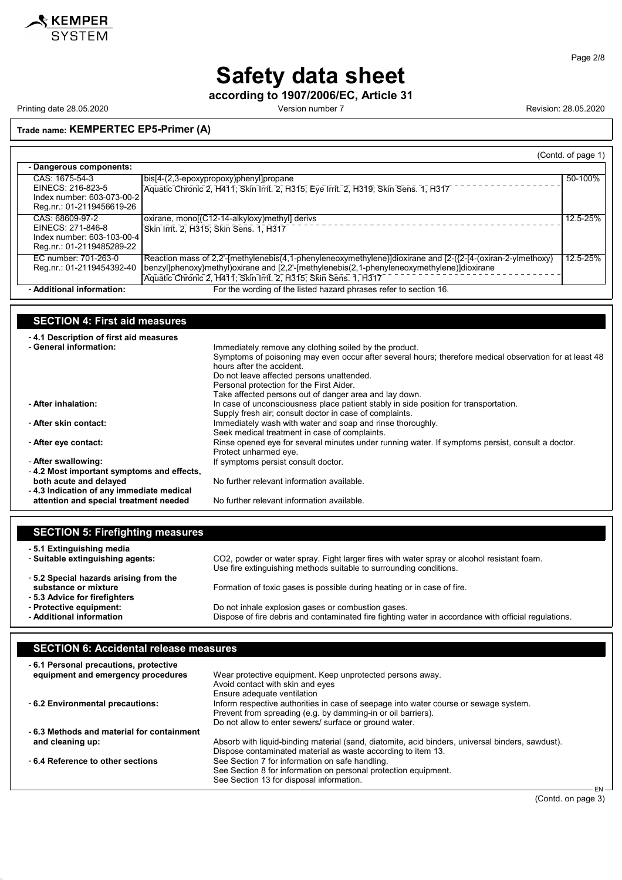**Safety data sheet**

**according to 1907/2006/EC, Article 31**

Printing date 28.05.2020 Version number 7 Revision: 28.05.2020

**Trade name: KEMPERTEC EP5-Primer (A)**

(Contd. of page 1)

| - **Dangerous components:** | | |
|---|---|---|
| CAS: 1675-54-3<br>EINECS: 216-823-5<br>Index number: 603-073-00-2<br>Reg.nr.: 01-2119456619-26 | bis[4-(2,3-epoxypropoxy)phenyl]propane<br>Aquatic Chronic 2, H411; Skin Irrit. 2, H315; Eye Irrit. 2, H319; Skin Sens. 1, H317 | 50-100% |
| CAS: 68609-97-2<br>EINECS: 271-846-8<br>Index number: 603-103-00-4<br>Reg.nr.: 01-2119485289-22 | oxirane, mono[(C12-14-alkyloxy)methyl] derivs<br>Skin Irrit. 2, H315; Skin Sens. 1, H317 | 12.5-25% |
| EC number: 701-263-0<br>Reg.nr.: 01-2119454392-40 | Reaction mass of 2,2'-[methylenebis(4,1-phenyleneoxymethylene)]dioxirane and [2-({2-[4-(oxiran-2-ylmethoxy) benzyl]phenoxy}methyl)oxirane and [2,2'-[methylenebis(2,1-phenyleneoxymethylene)]dioxirane<br>Aquatic Chronic 2, H411; Skin Irrit. 2, H315; Skin Sens. 1, H317 | 12.5-25% |
| - **Additional information:** | For the wording of the listed hazard phrases refer to section 16. | |

## SECTION 4: First aid measures

- **4.1 Description of first aid measures**
- **General information:** Immediately remove any clothing soiled by the product.
  Symptoms of poisoning may even occur after several hours; therefore medical observation for at least 48 hours after the accident.
  Do not leave affected persons unattended.
  Personal protection for the First Aider.
  Take affected persons out of danger area and lay down.
- **After inhalation:** In case of unconsciousness place patient stably in side position for transportation.
  Supply fresh air; consult doctor in case of complaints.
- **After skin contact:** Immediately wash with water and soap and rinse thoroughly.
  Seek medical treatment in case of complaints.
- **After eye contact:** Rinse opened eye for several minutes under running water. If symptoms persist, consult a doctor.
  Protect unharmed eye.
- **After swallowing:** If symptoms persist consult doctor.
- **4.2 Most important symptoms and effects, both acute and delayed** No further relevant information available.
- **4.3 Indication of any immediate medical attention and special treatment needed** No further relevant information available.

## SECTION 5: Firefighting measures

- **5.1 Extinguishing media**
- **Suitable extinguishing agents:** $CO_2$, powder or water spray. Fight larger fires with water spray or alcohol resistant foam.
  Use fire extinguishing methods suitable to surrounding conditions.
- **5.2 Special hazards arising from the substance or mixture** Formation of toxic gases is possible during heating or in case of fire.
- **5.3 Advice for firefighters**
- **Protective equipment:** Do not inhale explosion gases or combustion gases.
- **Additional information** Dispose of fire debris and contaminated fire fighting water in accordance with official regulations.

## SECTION 6: Accidental release measures

- **6.1 Personal precautions, protective equipment and emergency procedures** Wear protective equipment. Keep unprotected persons away.
  Avoid contact with skin and eyes
  Ensure adequate ventilation
- **6.2 Environmental precautions:** Inform respective authorities in case of seepage into water course or sewage system.
  Prevent from spreading (e.g. by damming-in or oil barriers).
  Do not allow to enter sewers/ surface or ground water.
- **6.3 Methods and material for containment and cleaning up:** Absorb with liquid-binding material (sand, diatomite, acid binders, universal binders, sawdust).
  Dispose contaminated material as waste according to item 13.
- **6.4 Reference to other sections** See Section 7 for information on safe handling.
  See Section 8 for information on personal protection equipment.
  See Section 13 for disposal information.

(Contd. on page 3)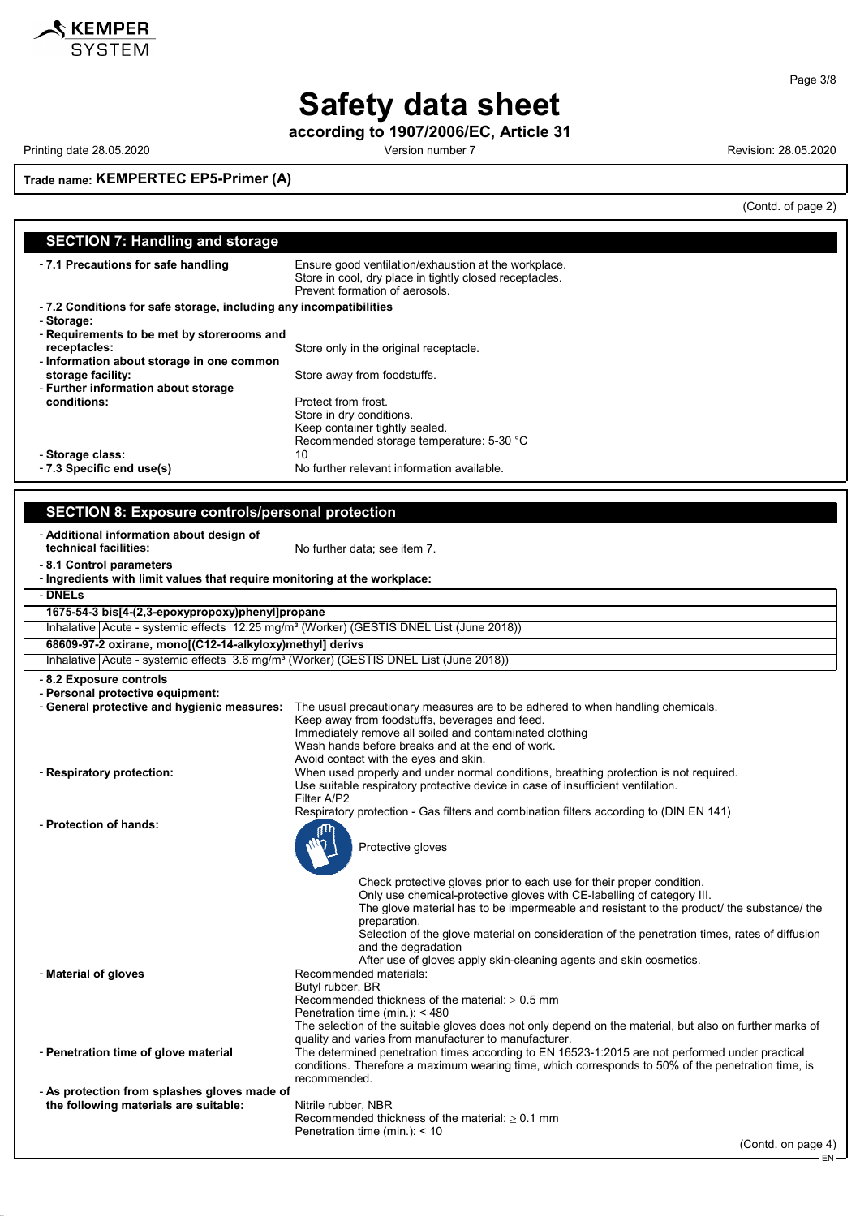# Safety data sheet

**according to 1907/2006/EC, Article 31**

Printing date 28.05.2020 Version number 7 Revision: 28.05.2020

**Trade name: KEMPERTEC EP5-Primer (A)**

(Contd. of page 2)

## SECTION 7: Handling and storage

- **7.1 Precautions for safe handling** Ensure good ventilation/exhaustion at the workplace.
  Store in cool, dry place in tightly closed receptacles.
  Prevent formation of aerosols.
- **7.2 Conditions for safe storage, including any incompatibilities**
- **Storage:**
- **Requirements to be met by storerooms and receptacles:** Store only in the original receptacle.
- **Information about storage in one common storage facility:** Store away from foodstuffs.
- **Further information about storage conditions:** Protect from frost.
  Store in dry conditions.
  Keep container tightly sealed.
  Recommended storage temperature: 5-30 °C
- **Storage class:** 10
- **7.3 Specific end use(s)** No further relevant information available.

## SECTION 8: Exposure controls/personal protection

- **Additional information about design of technical facilities:** No further data; see item 7.
- **8.1 Control parameters**
- **Ingredients with limit values that require monitoring at the workplace:**

| - DNELs | | |
|---|---|---|
| **1675-54-3 bis[4-(2,3-epoxypropoxy)phenyl]propane** | | |
| Inhalative | Acute - systemic effects | 12.25 mg/m³ (Worker) (GESTIS DNEL List (June 2018)) |
| **68609-97-2 oxirane, mono[(C12-14-alkyloxy)methyl] derivs** | | |
| Inhalative | Acute - systemic effects | 3.6 mg/m³ (Worker) (GESTIS DNEL List (June 2018)) |

- **8.2 Exposure controls**
- **Personal protective equipment:**
- **General protective and hygienic measures:** The usual precautionary measures are to be adhered to when handling chemicals.
  Keep away from foodstuffs, beverages and feed.
  Immediately remove all soiled and contaminated clothing
  Wash hands before breaks and at the end of work.
  Avoid contact with the eyes and skin.
- **Respiratory protection:** When used properly and under normal conditions, breathing protection is not required.
  Use suitable respiratory protective device in case of insufficient ventilation.
  Filter A/P2
  Respiratory protection - Gas filters and combination filters according to (DIN EN 141)
- **Protection of hands:**

  Protective gloves

  Check protective gloves prior to each use for their proper condition.
  Only use chemical-protective gloves with CE-labelling of category III.
  The glove material has to be impermeable and resistant to the product/ the substance/ the preparation.
  Selection of the glove material on consideration of the penetration times, rates of diffusion and the degradation
  After use of gloves apply skin-cleaning agents and skin cosmetics.
- **Material of gloves** Recommended materials:
  Butyl rubber, BR
  Recommended thickness of the material: ≥ 0.5 mm
  Penetration time (min.): < 480
  The selection of the suitable gloves does not only depend on the material, but also on further marks of quality and varies from manufacturer to manufacturer.
- **Penetration time of glove material** The determined penetration times according to EN 16523-1:2015 are not performed under practical conditions. Therefore a maximum wearing time, which corresponds to 50% of the penetration time, is recommended.
- **As protection from splashes gloves made of the following materials are suitable:** Nitrile rubber, NBR
  Recommended thickness of the material: ≥ 0.1 mm
  Penetration time (min.): < 10

(Contd. on page 4)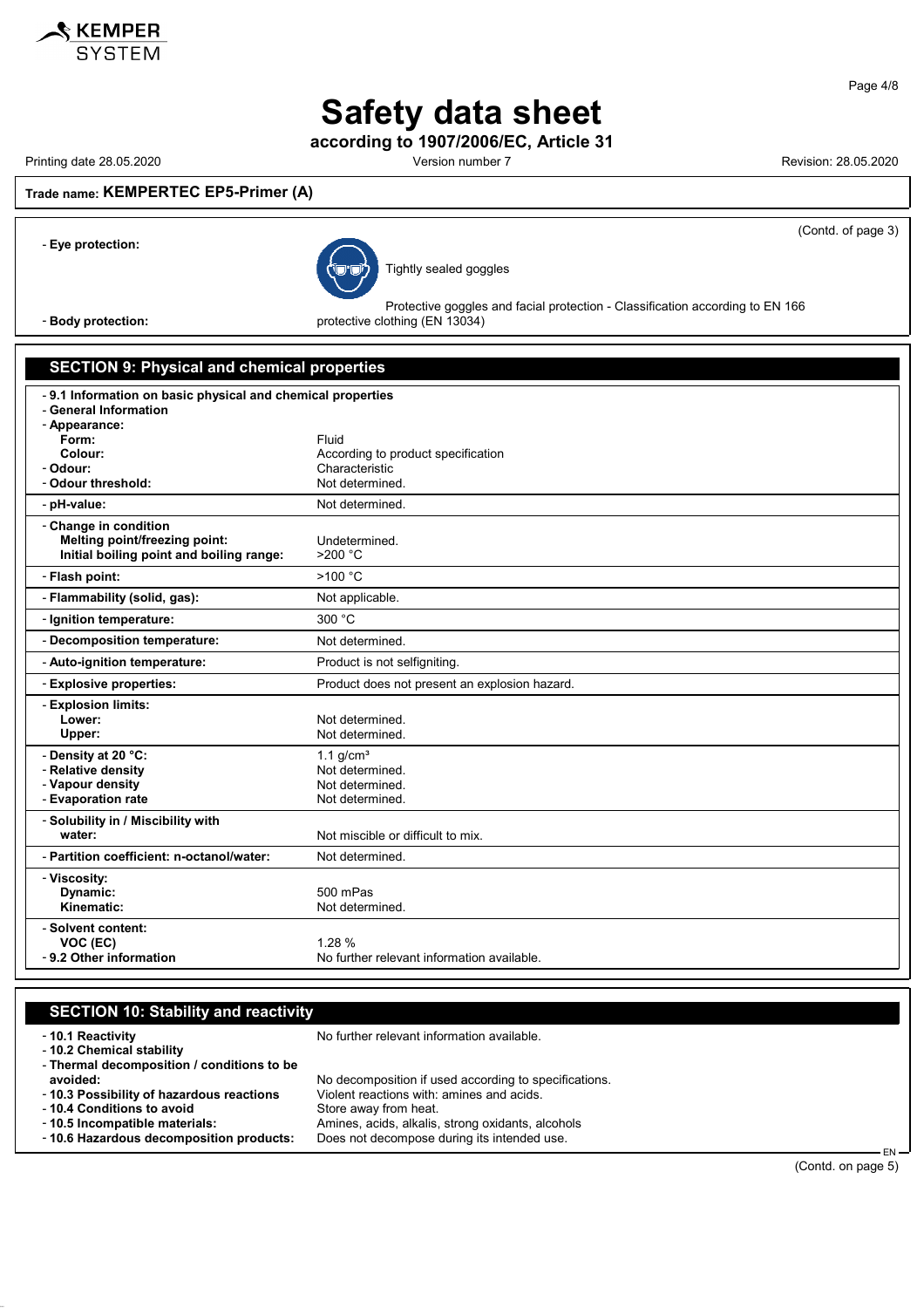**Safety data sheet**

**according to 1907/2006/EC, Article 31**

Printing date 28.05.2020 | Version number 7 | Revision: 28.05.2020

**Trade name: KEMPERTEC EP5-Primer (A)**

(Contd. of page 3)

- **Eye protection:** Tightly sealed goggles

  Protective goggles and facial protection - Classification according to EN 166
- **Body protection:** protective clothing (EN 13034)

## SECTION 9: Physical and chemical properties

| | |
|---|---|
| - **9.1 Information on basic physical and chemical properties** | |
| - **General Information** | |
| - **Appearance:** | |
| **Form:** | Fluid |
| **Colour:** | According to product specification |
| - **Odour:** | Characteristic |
| - **Odour threshold:** | Not determined. |
| - **pH-value:** | Not determined. |
| - **Change in condition** | |
| **Melting point/freezing point:** | Undetermined. |
| **Initial boiling point and boiling range:** | >200 °C |
| - **Flash point:** | >100 °C |
| - **Flammability (solid, gas):** | Not applicable. |
| - **Ignition temperature:** | 300 °C |
| - **Decomposition temperature:** | Not determined. |
| - **Auto-ignition temperature:** | Product is not selfigniting. |
| - **Explosive properties:** | Product does not present an explosion hazard. |
| - **Explosion limits:** | |
| **Lower:** | Not determined. |
| **Upper:** | Not determined. |
| - **Density at 20 °C:** | 1.1 g/cm³ |
| - **Relative density** | Not determined. |
| - **Vapour density** | Not determined. |
| - **Evaporation rate** | Not determined. |
| - **Solubility in / Miscibility with** | |
| **water:** | Not miscible or difficult to mix. |
| - **Partition coefficient: n-octanol/water:** | Not determined. |
| - **Viscosity:** | |
| **Dynamic:** | 500 mPas |
| **Kinematic:** | Not determined. |
| - **Solvent content:** | |
| **VOC (EC)** | 1.28 % |
| - **9.2 Other information** | No further relevant information available. |

## SECTION 10: Stability and reactivity

| | |
|---|---|
| - **10.1 Reactivity** | No further relevant information available. |
| - **10.2 Chemical stability** | |
| - **Thermal decomposition / conditions to be avoided:** | No decomposition if used according to specifications. |
| - **10.3 Possibility of hazardous reactions** | Violent reactions with: amines and acids. |
| - **10.4 Conditions to avoid** | Store away from heat. |
| - **10.5 Incompatible materials:** | Amines, acids, alkalis, strong oxidants, alcohols |
| - **10.6 Hazardous decomposition products:** | Does not decompose during its intended use. |

(Contd. on page 5)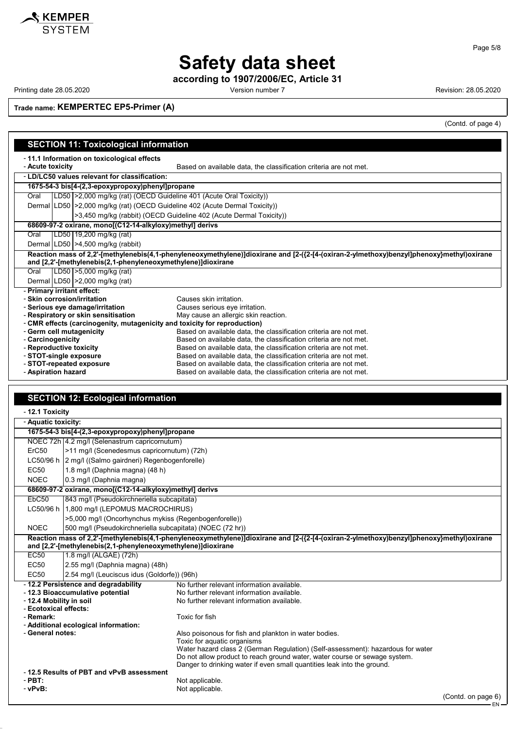**Trade name: KEMPERTEC EP5-Primer (A)**

(Contd. of page 4)

## SECTION 11: Toxicological information

- **11.1 Information on toxicological effects**
- **Acute toxicity** Based on available data, the classification criteria are not met.
- **LD/LC50 values relevant for classification:**

| | | |
|---|---|---|
| **1675-54-3 bis[4-(2,3-epoxypropoxy)phenyl]propane** | | |
| Oral | LD50 | >2,000 mg/kg (rat) (OECD Guideline 401 (Acute Oral Toxicity)) |
| Dermal | LD50 | >2,000 mg/kg (rat) (OECD Guideline 402 (Acute Dermal Toxicity)) |
| | | >3,450 mg/kg (rabbit) (OECD Guideline 402 (Acute Dermal Toxicity)) |
| **68609-97-2 oxirane, mono[(C12-14-alkyloxy)methyl] derivs** | | |
| Oral | LD50 | 19,200 mg/kg (rat) |
| Dermal | LD50 | >4,500 mg/kg (rabbit) |
| **Reaction mass of 2,2'-[methylenebis(4,1-phenyleneoxymethylene)]dioxirane and [2-({2-[4-(oxiran-2-ylmethoxy)benzyl]phenoxy}methyl)oxirane and [2,2'-[methylenebis(2,1-phenyleneoxymethylene)]dioxirane** | | |
| Oral | LD50 | >5,000 mg/kg (rat) |
| Dermal | LD50 | >2,000 mg/kg (rat) |

- **Primary irritant effect:**
- **Skin corrosion/irritation** Causes skin irritation.
- **Serious eye damage/irritation** Causes serious eye irritation.
- **Respiratory or skin sensitisation** May cause an allergic skin reaction.
- **CMR effects (carcinogenity, mutagenicity and toxicity for reproduction)**
- **Germ cell mutagenicity** Based on available data, the classification criteria are not met.
- **Carcinogenicity** Based on available data, the classification criteria are not met.
- **Reproductive toxicity** Based on available data, the classification criteria are not met.
- **STOT-single exposure** Based on available data, the classification criteria are not met.
- **STOT-repeated exposure** Based on available data, the classification criteria are not met.
- **Aspiration hazard** Based on available data, the classification criteria are not met.

## SECTION 12: Ecological information

- **12.1 Toxicity**
- **Aquatic toxicity:**

| | |
|---|---|
| **1675-54-3 bis[4-(2,3-epoxypropoxy)phenyl]propane** | |
| NOEC 72h | 4.2 mg/l (Selenastrum capricornutum) |
| ErC50 | >11 mg/l (Scenedesmus capricornutum) (72h) |
| LC50/96 h | 2 mg/l ((Salmo gairdneri) Regenbogenforelle) |
| EC50 | 1.8 mg/l (Daphnia magna) (48 h) |
| NOEC | 0.3 mg/l (Daphnia magna) |
| **68609-97-2 oxirane, mono[(C12-14-alkyloxy)methyl] derivs** | |
| EbC50 | 843 mg/l (Pseudokirchneriella subcapitata) |
| LC50/96 h | 1,800 mg/l (LEPOMUS MACROCHIRUS) |
| | >5,000 mg/l (Oncorhynchus mykiss (Regenbogenforelle)) |
| NOEC | 500 mg/l (Pseudokirchneriella subcapitata) (NOEC (72 hr)) |
| **Reaction mass of 2,2'-[methylenebis(4,1-phenyleneoxymethylene)]dioxirane and [2-({2-[4-(oxiran-2-ylmethoxy)benzyl]phenoxy}methyl)oxirane and [2,2'-[methylenebis(2,1-phenyleneoxymethylene)]dioxirane** | |
| EC50 | 1.8 mg/l (ALGAE) (72h) |
| EC50 | 2.55 mg/l (Daphnia magna) (48h) |
| EC50 | 2.54 mg/l (Leuciscus idus (Goldorfe)) (96h) |

- **12.2 Persistence and degradability** No further relevant information available.
- **12.3 Bioaccumulative potential** No further relevant information available.
- **12.4 Mobility in soil** No further relevant information available.
- **Ecotoxical effects:**
- **Remark:** Toxic for fish
- **Additional ecological information:**
- **General notes:** Also poisonous for fish and plankton in water bodies.
  Toxic for aquatic organisms
  Water hazard class 2 (German Regulation) (Self-assessment): hazardous for water
  Do not allow product to reach ground water, water course or sewage system.
  Danger to drinking water if even small quantities leak into the ground.
- **12.5 Results of PBT and vPvB assessment**
- **PBT:** Not applicable.
- **vPvB:** Not applicable.

(Contd. on page 6)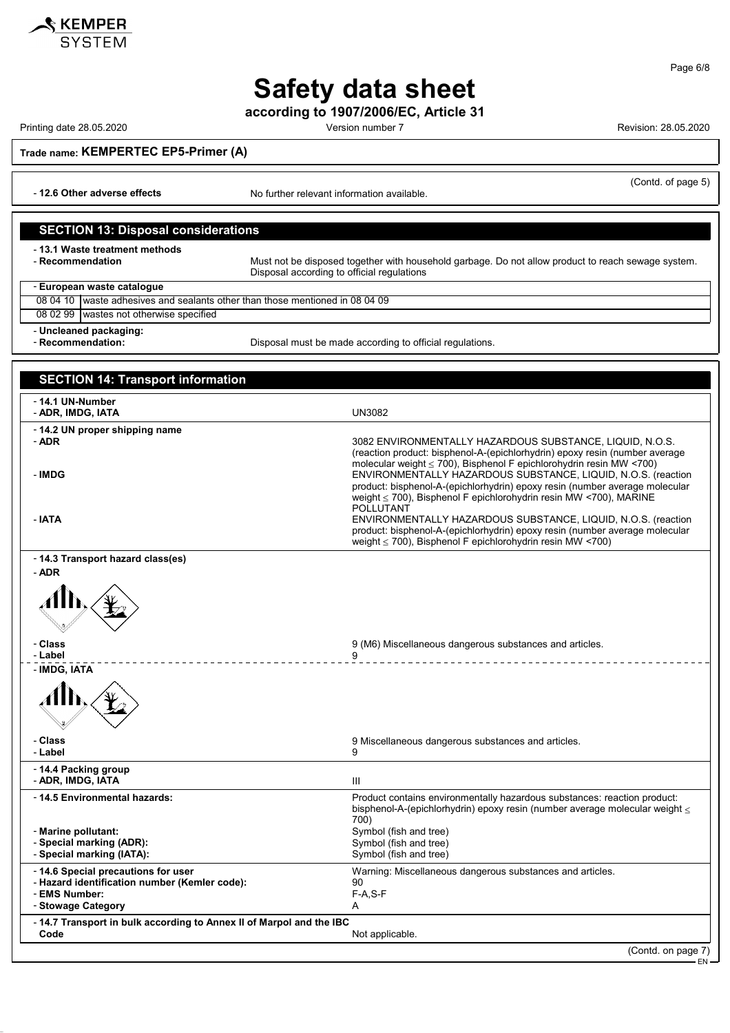# Safety data sheet

**according to 1907/2006/EC, Article 31**

Printing date 28.05.2020 Version number 7 Revision: 28.05.2020

**Trade name: KEMPERTEC EP5-Primer (A)**

(Contd. of page 5)

- **12.6 Other adverse effects** No further relevant information available.

## SECTION 13: Disposal considerations

- **13.1 Waste treatment methods**
- **Recommendation** Must not be disposed together with household garbage. Do not allow product to reach sewage system. Disposal according to official regulations

- **European waste catalogue**

| | |
|---|---|
| 08 04 10 | waste adhesives and sealants other than those mentioned in 08 04 09 |
| 08 02 99 | wastes not otherwise specified |

- **Uncleaned packaging:**
- **Recommendation:** Disposal must be made according to official regulations.

## SECTION 14: Transport information

- **14.1 UN-Number**
- **ADR, IMDG, IATA** UN3082

- **14.2 UN proper shipping name**
- **ADR** 3082 ENVIRONMENTALLY HAZARDOUS SUBSTANCE, LIQUID, N.O.S. (reaction product: bisphenol-A-(epichlorhydrin) epoxy resin (number average molecular weight ≤ 700), Bisphenol F epichlorohydrin resin MW <700)
- **IMDG** ENVIRONMENTALLY HAZARDOUS SUBSTANCE, LIQUID, N.O.S. (reaction product: bisphenol-A-(epichlorhydrin) epoxy resin (number average molecular weight ≤ 700), Bisphenol F epichlorohydrin resin MW <700), MARINE POLLUTANT
- **IATA** ENVIRONMENTALLY HAZARDOUS SUBSTANCE, LIQUID, N.O.S. (reaction product: bisphenol-A-(epichlorhydrin) epoxy resin (number average molecular weight ≤ 700), Bisphenol F epichlorohydrin resin MW <700)

- **14.3 Transport hazard class(es)**
- **ADR**
- **Class** 9 (M6) Miscellaneous dangerous substances and articles.
- **Label** 9

- **IMDG, IATA**
- **Class** 9 Miscellaneous dangerous substances and articles.
- **Label** 9

- **14.4 Packing group**
- **ADR, IMDG, IATA** III

- **14.5 Environmental hazards:** Product contains environmentally hazardous substances: reaction product: bisphenol-A-(epichlorhydrin) epoxy resin (number average molecular weight ≤ 700)
- **Marine pollutant:** Symbol (fish and tree)
- **Special marking (ADR):** Symbol (fish and tree)
- **Special marking (IATA):** Symbol (fish and tree)

- **14.6 Special precautions for user** Warning: Miscellaneous dangerous substances and articles.
- **Hazard identification number (Kemler code):** 90
- **EMS Number:** F-A,S-F
- **Stowage Category** A

- **14.7 Transport in bulk according to Annex II of Marpol and the IBC Code** Not applicable.

(Contd. on page 7)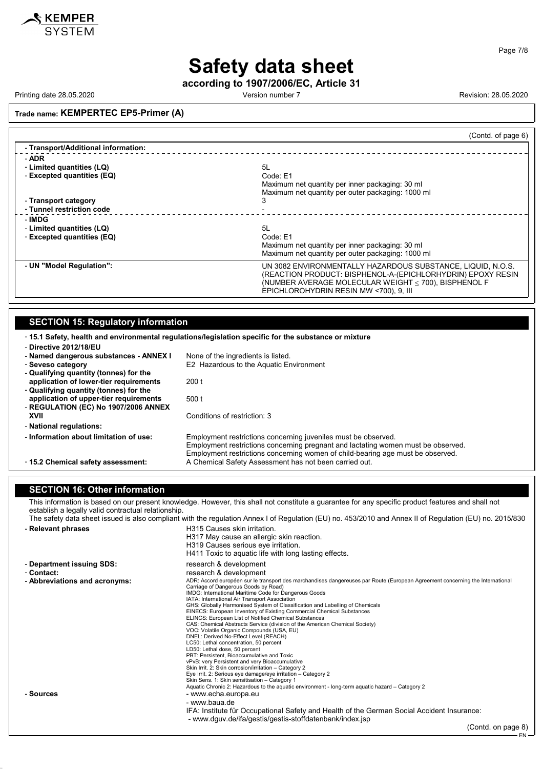# Safety data sheet

**according to 1907/2006/EC, Article 31**

Printing date 28.05.2020 Version number 7 Revision: 28.05.2020

**Trade name: KEMPERTEC EP5-Primer (A)**

(Contd. of page 6)

- **Transport/Additional information:**

| | |
|---|---|
| - **ADR** | |
| - **Limited quantities (LQ)** | 5L |
| - **Excepted quantities (EQ)** | Code: E1<br>Maximum net quantity per inner packaging: 30 ml<br>Maximum net quantity per outer packaging: 1000 ml |
| - **Transport category** | 3 |
| - **Tunnel restriction code** | - |
| - **IMDG** | |
| - **Limited quantities (LQ)** | 5L |
| - **Excepted quantities (EQ)** | Code: E1<br>Maximum net quantity per inner packaging: 30 ml<br>Maximum net quantity per outer packaging: 1000 ml |
| - **UN "Model Regulation":** | UN 3082 ENVIRONMENTALLY HAZARDOUS SUBSTANCE, LIQUID, N.O.S. (REACTION PRODUCT: BISPHENOL-A-(EPICHLORHYDRIN) EPOXY RESIN (NUMBER AVERAGE MOLECULAR WEIGHT ≤ 700), BISPHENOL F EPICHLOROHYDRIN RESIN MW <700), 9, III |

## SECTION 15: Regulatory information

- **15.1 Safety, health and environmental regulations/legislation specific for the substance or mixture**
- **Directive 2012/18/EU**
- **Named dangerous substances - ANNEX I** None of the ingredients is listed.
- **Seveso category** E2 Hazardous to the Aquatic Environment
- **Qualifying quantity (tonnes) for the application of lower-tier requirements** 200 t
- **Qualifying quantity (tonnes) for the application of upper-tier requirements** 500 t
- **REGULATION (EC) No 1907/2006 ANNEX XVII** Conditions of restriction: 3
- **National regulations:**
- **Information about limitation of use:** Employment restrictions concerning juveniles must be observed.
  Employment restrictions concerning pregnant and lactating women must be observed.
  Employment restrictions concerning women of child-bearing age must be observed.
- **15.2 Chemical safety assessment:** A Chemical Safety Assessment has not been carried out.

## SECTION 16: Other information

This information is based on our present knowledge. However, this shall not constitute a guarantee for any specific product features and shall not establish a legally valid contractual relationship.

The safety data sheet issued is also compliant with the regulation Annex I of Regulation (EU) no. 453/2010 and Annex II of Regulation (EU) no. 2015/830

- **Relevant phrases**
  H315 Causes skin irritation.
  H317 May cause an allergic skin reaction.
  H319 Causes serious eye irritation.
  H411 Toxic to aquatic life with long lasting effects.
- **Department issuing SDS:** research & development
- **Contact:** research & development
- **Abbreviations and acronyms:**
  ADR: Accord européen sur le transport des marchandises dangereuses par Route (European Agreement concerning the International Carriage of Dangerous Goods by Road)
  IMDG: International Maritime Code for Dangerous Goods
  IATA: International Air Transport Association
  GHS: Globally Harmonised System of Classification and Labelling of Chemicals
  EINECS: European Inventory of Existing Commercial Chemical Substances
  ELINCS: European List of Notified Chemical Substances
  CAS: Chemical Abstracts Service (division of the American Chemical Society)
  VOC: Volatile Organic Compounds (USA, EU)
  DNEL: Derived No-Effect Level (REACH)
  LC50: Lethal concentration, 50 percent
  LD50: Lethal dose, 50 percent
  PBT: Persistent, Bioaccumulative and Toxic
  vPvB: very Persistent and very Bioaccumulative
  Skin Irrit. 2: Skin corrosion/irritation – Category 2
  Eye Irrit. 2: Serious eye damage/eye irritation – Category 2
  Skin Sens. 1: Skin sensitisation – Category 1
  Aquatic Chronic 2: Hazardous to the aquatic environment - long-term aquatic hazard – Category 2
- **Sources**
  - www.echa.europa.eu
  - www.baua.de
  IFA: Institute für Occupational Safety and Health of the German Social Accident Insurance:
  - www.dguv.de/ifa/gestis/gestis-stoffdatenbank/index.jsp

(Contd. on page 8)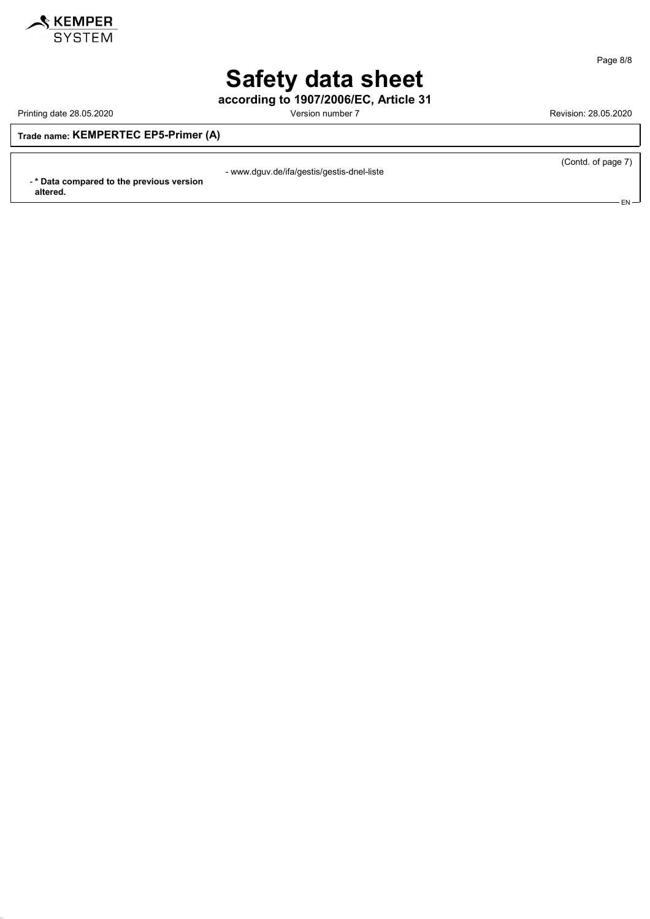Trade name: **KEMPERTEC EP5-Primer (A)**

(Contd. of page 7)

- www.dguv.de/ifa/gestis/gestis-dnel-liste

- **\* Data compared to the previous version altered.**